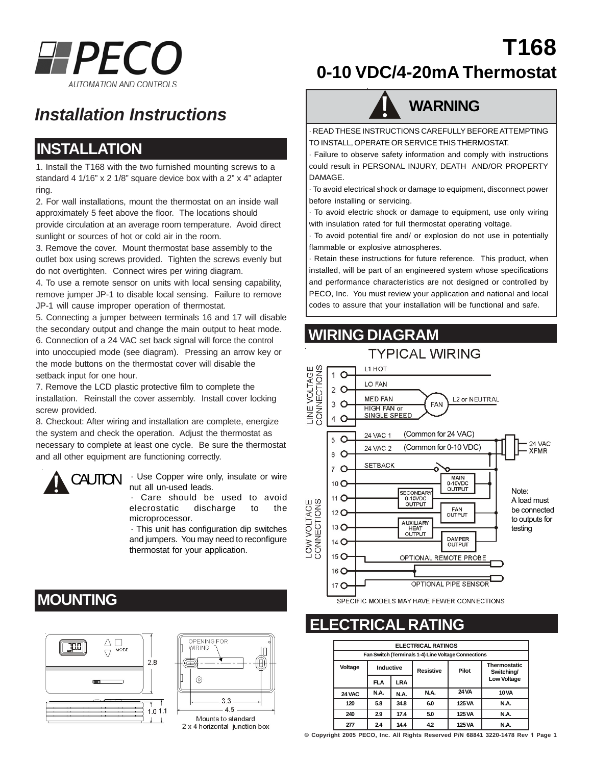PECO

AUTOMATION AND CONTROLS

# T168

# 0-10 VDC/4-20mA Thermostat

## Installation Instructions

## INSTALLATION

1. Install the T168 with the two furnished mounting screws to a standard 4 1/16" x 2 1/8" square device box with a 2" x 4" adapter ring.
2. For wall installations, mount the thermostat on an inside wall approximately 5 feet above the floor. The locations should provide circulation at an average room temperature. Avoid direct sunlight or sources of hot or cold air in the room.
3. Remove the cover. Mount thermostat base assembly to the outlet box using screws provided. Tighten the screws evenly but do not overtighten. Connect wires per wiring diagram.
4. To use a remote sensor on units with local sensing capability, remove jumper JP-1 to disable local sensing. Failure to remove JP-1 will cause improper operation of thermostat.
5. Connecting a jumper between terminals 16 and 17 will disable the secondary output and change the main output to heat mode.
6. Connection of a 24 VAC set back signal will force the control into unoccupied mode (see diagram). Pressing an arrow key or the mode buttons on the thermostat cover will disable the setback input for one hour.
7. Remove the LCD plastic protective film to complete the installation. Reinstall the cover assembly. Install cover locking screw provided.
8. Checkout: After wiring and installation are complete, energize the system and check the operation. Adjust the thermostat as necessary to complete at least one cycle. Be sure the thermostat and all other equipment are functioning correctly.

**CAUTION**

· Use Copper wire only, insulate or wire nut all un-used leads.

· Care should be used to avoid elecrostatic discharge to the microprocessor.

· This unit has configuration dip switches and jumpers. You may need to reconfigure thermostat for your application.

## WARNING

· READ THESE INSTRUCTIONS CAREFULLY BEFORE ATTEMPTING TO INSTALL, OPERATE OR SERVICE THIS THERMOSTAT.

· Failure to observe safety information and comply with instructions could result in PERSONAL INJURY, DEATH AND/OR PROPERTY DAMAGE.

· To avoid electrical shock or damage to equipment, disconnect power before installing or servicing.

· To avoid electric shock or damage to equipment, use only wiring with insulation rated for full thermostat operating voltage.

· To avoid potential fire and/ or explosion do not use in potentially flammable or explosive atmospheres.

· Retain these instructions for future reference. This product, when installed, will be part of an engineered system whose specifications and performance characteristics are not designed or controlled by PECO, Inc. You must review your application and national and local codes to assure that your installation will be functional and safe.

## WIRING DIAGRAM

TYPICAL WIRING

LINE VOLTAGE CONNECTIONS

- 1 — L1 HOT
- 2 — LO FAN
- 3 — MED FAN
- 4 — HIGH FAN or SINGLE SPEED

FAN — L2 or NEUTRAL

LOW VOLTAGE CONNECTIONS

- 5 — 24 VAC 1 (Common for 24 VAC)
- 6 — 24 VAC 2 (Common for 0-10 VDC)
- 7 — SETBACK
- 10 — MAIN 0-10VDC OUTPUT
- 11 — SECONDARY 0-10VDC OUTPUT
- 12 — FAN OUTPUT
- 13 — AUXILIARY HEAT OUTPUT
- 14 — DAMPER OUTPUT
- 15 — OPTIONAL REMOTE PROBE
- 16
- 17 — OPTIONAL PIPE SENSOR

24 VAC XFMR

Note: A load must be connected to outputs for testing

SPECIFIC MODELS MAY HAVE FEWER CONNECTIONS

## MOUNTING

2.8, 1.0, 1.1, 3.3, 4.5

OPENING FOR WIRING

Mounts to standard 2 x 4 horizontal junction box

## ELECTRICAL RATING

| ELECTRICAL RATINGS | | | | | |
|---|---|---|---|---|---|
| Fan Switch (Terminals 1-4) Line Voltage Connections | | | | | |
| Voltage | Inductive | | Resistive | Pilot | Thermostatic Switching/ Low Voltage |
| | FLA | LRA | | | |
| 24 VAC | N.A. | N.A. | N.A. | 24 VA | 10 VA |
| 120 | 5.8 | 34.8 | 6.0 | 125 VA | N.A. |
| 240 | 2.9 | 17.4 | 5.0 | 125 VA | N.A. |
| 277 | 2.4 | 14.4 | 4.2 | 125 VA | N.A. |

© Copyright 2005 PECO, Inc. All Rights Reserved P/N 68841 3220-1478 Rev 1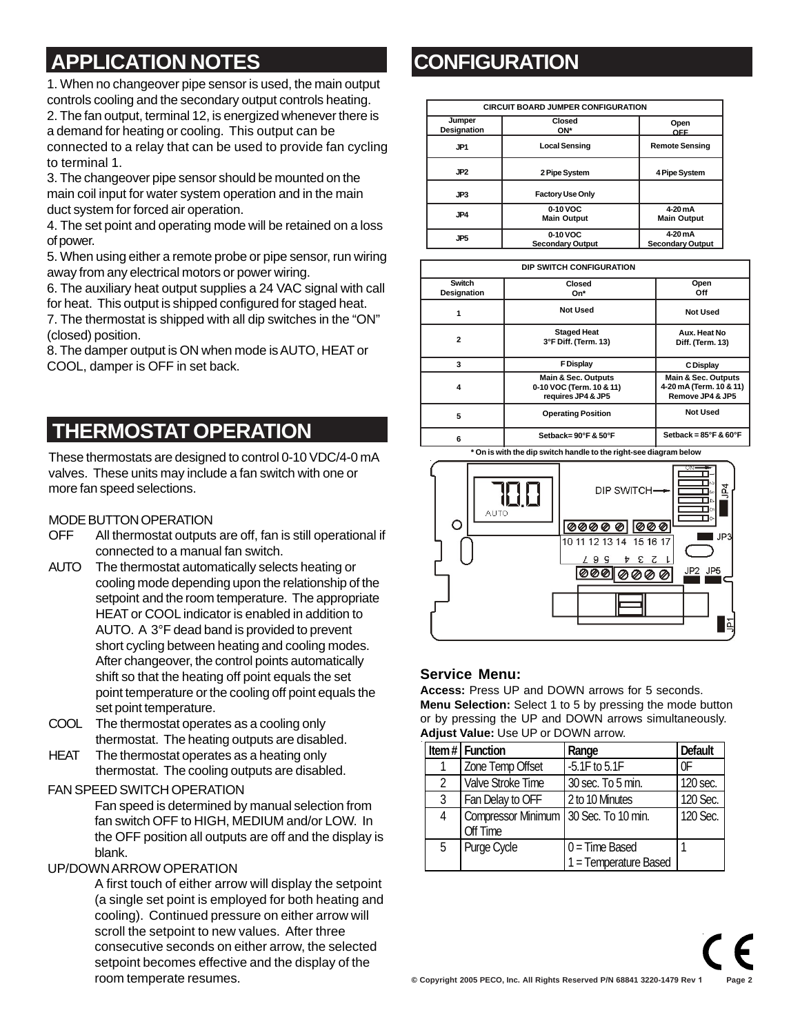## APPLICATION NOTES

1. When no changeover pipe sensor is used, the main output controls cooling and the secondary output controls heating.
2. The fan output, terminal 12, is energized whenever there is a demand for heating or cooling. This output can be connected to a relay that can be used to provide fan cycling to terminal 1.
3. The changeover pipe sensor should be mounted on the main coil input for water system operation and in the main duct system for forced air operation.
4. The set point and operating mode will be retained on a loss of power.
5. When using either a remote probe or pipe sensor, run wiring away from any electrical motors or power wiring.
6. The auxiliary heat output supplies a 24 VAC signal with call for heat. This output is shipped configured for staged heat.
7. The thermostat is shipped with all dip switches in the "ON" (closed) position.
8. The damper output is ON when mode is AUTO, HEAT or COOL, damper is OFF in set back.

## THERMOSTAT OPERATION

These thermostats are designed to control 0-10 VDC/4-0 mA valves. These units may include a fan switch with one or more fan speed selections.

MODE BUTTON OPERATION

OFF All thermostat outputs are off, fan is still operational if connected to a manual fan switch.

AUTO The thermostat automatically selects heating or cooling mode depending upon the relationship of the setpoint and the room temperature. The appropriate HEAT or COOL indicator is enabled in addition to AUTO. A 3°F dead band is provided to prevent short cycling between heating and cooling modes. After changeover, the control points automatically shift so that the heating off point equals the set point temperature or the cooling off point equals the set point temperature.

COOL The thermostat operates as a cooling only thermostat. The heating outputs are disabled.

HEAT The thermostat operates as a heating only thermostat. The cooling outputs are disabled.

FAN SPEED SWITCH OPERATION

Fan speed is determined by manual selection from fan switch OFF to HIGH, MEDIUM and/or LOW. In the OFF position all outputs are off and the display is blank.

UP/DOWN ARROW OPERATION

A first touch of either arrow will display the setpoint (a single set point is employed for both heating and cooling). Continued pressure on either arrow will scroll the setpoint to new values. After three consecutive seconds on either arrow, the selected setpoint becomes effective and the display of the room temperate resumes.

## CONFIGURATION

| CIRCUIT BOARD JUMPER CONFIGURATION | | |
|---|---|---|
| Jumper Designation | Closed ON* | Open OFF |
| JP1 | Local Sensing | Remote Sensing |
| JP2 | 2 Pipe System | 4 Pipe System |
| JP3 | Factory Use Only | |
| JP4 | 0-10 VOC Main Output | 4-20 mA Main Output |
| JP5 | 0-10 VOC Secondary Output | 4-20 mA Secondary Output |

| DIP SWITCH CONFIGURATION | | |
|---|---|---|
| Switch Designation | Closed On* | Open Off |
| 1 | Not Used | Not Used |
| 2 | Staged Heat 3°F Diff. (Term. 13) | Aux. Heat No Diff. (Term. 13) |
| 3 | F Display | C Display |
| 4 | Main & Sec. Outputs 0-10 VOC (Term. 10 & 11) requires JP4 & JP5 | Main & Sec. Outputs 4-20 mA (Term. 10 & 11) Remove JP4 & JP5 |
| 5 | Operating Position | Not Used |
| 6 | Setback= 90°F & 50°F | Setback = 85°F & 60°F |

\* On is with the dip switch handle to the right-see diagram below

70.0
AUTO
DIP SWITCH
ON
JP4
JP3
10 11 12 13 14 15 16 17
7 6 5 4 3 2 1
JP2 JP5
JP1

### Service Menu:

**Access:** Press UP and DOWN arrows for 5 seconds.
**Menu Selection:** Select 1 to 5 by pressing the mode button or by pressing the UP and DOWN arrows simultaneously.
**Adjust Value:** Use UP or DOWN arrow.

| Item # | Function | Range | Default |
|---|---|---|---|
| 1 | Zone Temp Offset | -5.1F to 5.1F | 0F |
| 2 | Valve Stroke Time | 30 sec. To 5 min. | 120 sec. |
| 3 | Fan Delay to OFF | 2 to 10 Minutes | 120 Sec. |
| 4 | Compressor Minimum Off Time | 30 Sec. To 10 min. | 120 Sec. |
| 5 | Purge Cycle | 0 = Time Based<br>1 = Temperature Based | 1 |

CE

© Copyright 2005 PECO, Inc. All Rights Reserved P/N 68841 3220-1479 Rev 1